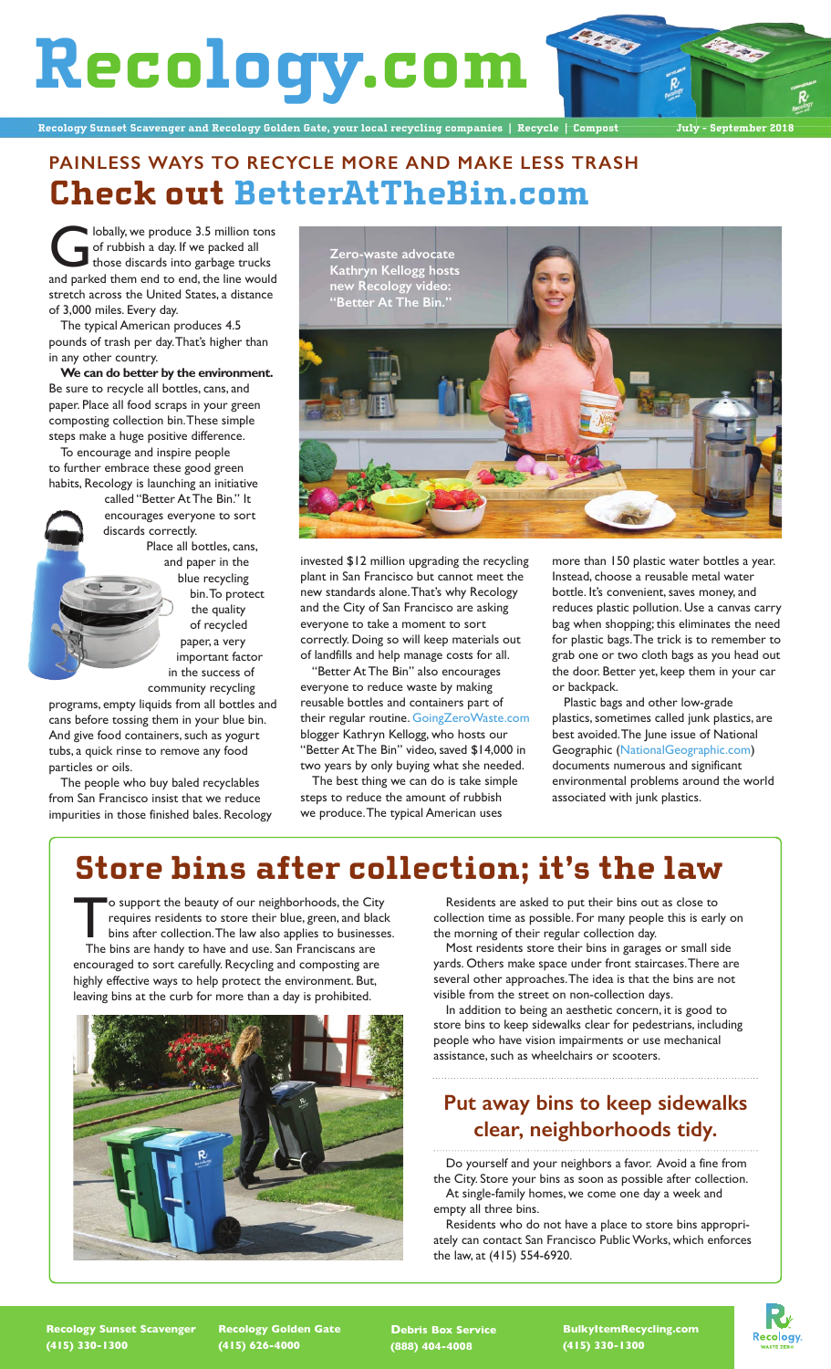# Recology.com

Recology Sunset Scavenger and Recology Golden Gate, your local recycling companies | Recycle | Compost July - September 2018

## PAINLESS WAYS TO RECYCLE MORE AND MAKE LESS TRASH

## Check out BetterAtTheBin.com

Globally, we produce 3.5 million tons of rubbish a day. If we packed all those discards into garbage trucks and parked them end to end, the line would stretch across the United States, a distance of 3,000 miles. Every day.

The typical American produces 4.5 pounds of trash per day. That's higher than in any other country.

**We can do better by the environment.** Be sure to recycle all bottles, cans, and paper. Place all food scraps in your green composting collection bin. These simple steps make a huge positive difference.

To encourage and inspire people to further embrace these good green habits, Recology is launching an initiative called "Better At The Bin." It encourages everyone to sort discards correctly.

Place all bottles, cans, and paper in the blue recycling bin. To protect the quality of recycled paper, a very important factor in the success of community recycling programs, empty liquids from all bottles and cans before tossing them in your blue bin. And give food containers, such as yogurt tubs, a quick rinse to remove any food particles or oils.

The people who buy baled recyclables from San Francisco insist that we reduce impurities in those finished bales. Recology invested $12 million upgrading the recycling plant in San Francisco but cannot meet the new standards alone. That's why Recology and the City of San Francisco are asking everyone to take a moment to sort correctly. Doing so will keep materials out of landfills and help manage costs for all.

Zero-waste advocate Kathryn Kellogg hosts new Recology video: "Better At The Bin."

"Better At The Bin" also encourages everyone to reduce waste by making reusable bottles and containers part of their regular routine. GoingZeroWaste.com blogger Kathryn Kellogg, who hosts our "Better At The Bin" video, saved $14,000 in two years by only buying what she needed.

The best thing we can do is take simple steps to reduce the amount of rubbish we produce. The typical American uses more than 150 plastic water bottles a year. Instead, choose a reusable metal water bottle. It's convenient, saves money, and reduces plastic pollution. Use a canvas carry bag when shopping; this eliminates the need for plastic bags. The trick is to remember to grab one or two cloth bags as you head out the door. Better yet, keep them in your car or backpack.

Plastic bags and other low-grade plastics, sometimes called junk plastics, are best avoided. The June issue of National Geographic (NationalGeographic.com) documents numerous and significant environmental problems around the world associated with junk plastics.

## Store bins after collection; it's the law

To support the beauty of our neighborhoods, the City requires residents to store their blue, green, and black bins after collection. The law also applies to businesses. The bins are handy to have and use. San Franciscans are encouraged to sort carefully. Recycling and composting are highly effective ways to help protect the environment. But, leaving bins at the curb for more than a day is prohibited.

Residents are asked to put their bins out as close to collection time as possible. For many people this is early on the morning of their regular collection day.

Most residents store their bins in garages or small side yards. Others make space under front staircases. There are several other approaches. The idea is that the bins are not visible from the street on non-collection days.

In addition to being an aesthetic concern, it is good to store bins to keep sidewalks clear for pedestrians, including people who have vision impairments or use mechanical assistance, such as wheelchairs or scooters.

### Put away bins to keep sidewalks clear, neighborhoods tidy.

Do yourself and your neighbors a favor. Avoid a fine from the City. Store your bins as soon as possible after collection.

At single-family homes, we come one day a week and empty all three bins.

Residents who do not have a place to store bins appropriately can contact San Francisco Public Works, which enforces the law, at (415) 554-6920.

**Recology Sunset Scavenger** (415) 330-1300 | **Recology Golden Gate** (415) 626-4000 | **Debris Box Service** (888) 404-4008 | **BulkyItemRecycling.com** (415) 330-1300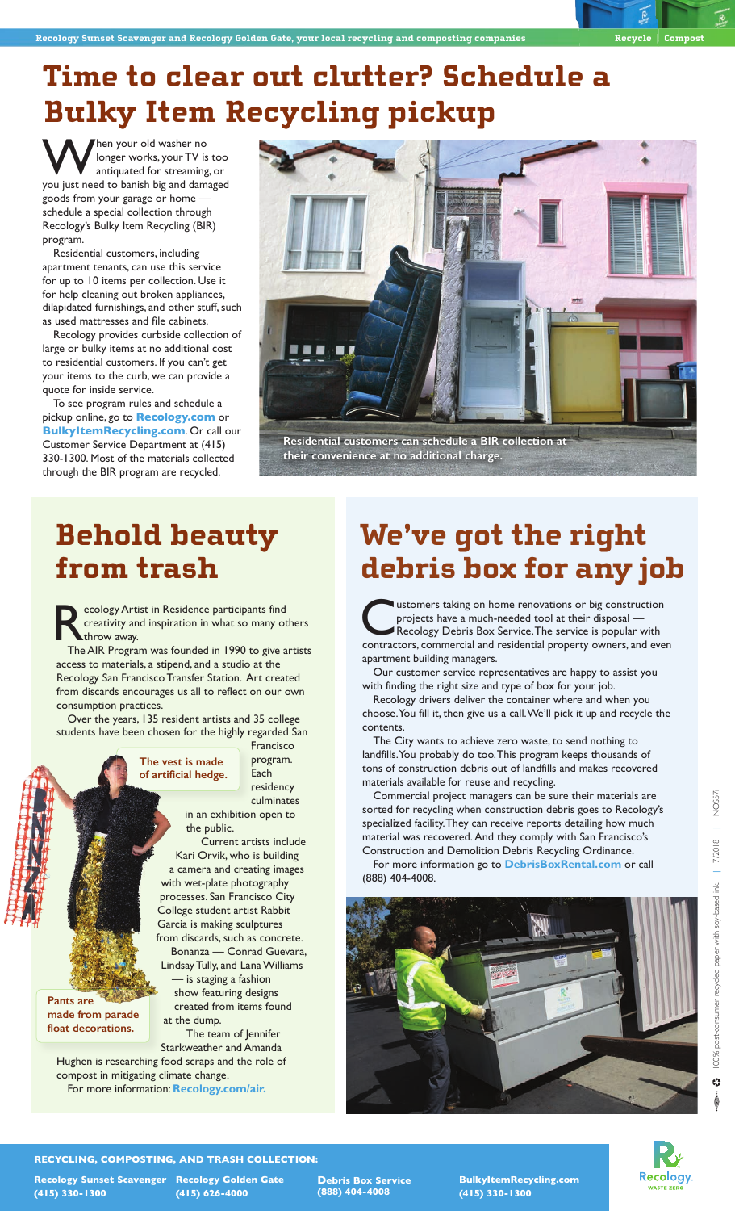# Time to clear out clutter? Schedule a Bulky Item Recycling pickup

When your old washer no longer works, your TV is too antiquated for streaming, or you just need to banish big and damaged goods from your garage or home — schedule a special collection through Recology's Bulky Item Recycling (BIR) program.

Residential customers, including apartment tenants, can use this service for up to 10 items per collection. Use it for help cleaning out broken appliances, dilapidated furnishings, and other stuff, such as used mattresses and file cabinets.

Recology provides curbside collection of large or bulky items at no additional cost to residential customers. If you can't get your items to the curb, we can provide a quote for inside service.

To see program rules and schedule a pickup online, go to **Recology.com** or **BulkyItemRecycling.com**. Or call our Customer Service Department at (415) 330-1300. Most of the materials collected through the BIR program are recycled.

Residential customers can schedule a BIR collection at their convenience at no additional charge.

## Behold beauty from trash

Recology Artist in Residence participants find creativity and inspiration in what so many others throw away.

The AIR Program was founded in 1990 to give artists access to materials, a stipend, and a studio at the Recology San Francisco Transfer Station. Art created from discards encourages us all to reflect on our own consumption practices.

Over the years, 135 resident artists and 35 college students have been chosen for the highly regarded San Francisco program. Each residency culminates in an exhibition open to the public.

Current artists include Kari Orvik, who is building a camera and creating images with wet-plate photography processes. San Francisco City College student artist Rabbit Garcia is making sculptures from discards, such as concrete. Bonanza — Conrad Guevara, Lindsay Tully, and Lana Williams — is staging a fashion show featuring designs created from items found at the dump.

The team of Jennifer Starkweather and Amanda Hughen is researching food scraps and the role of compost in mitigating climate change.

For more information: **Recology.com/air.**

The vest is made of artificial hedge.

Pants are made from parade float decorations.

## We've got the right debris box for any job

Customers taking on home renovations or big construction projects have a much-needed tool at their disposal — Recology Debris Box Service. The service is popular with contractors, commercial and residential property owners, and even apartment building managers.

Our customer service representatives are happy to assist you with finding the right size and type of box for your job.

Recology drivers deliver the container where and when you choose. You fill it, then give us a call. We'll pick it up and recycle the contents.

The City wants to achieve zero waste, to send nothing to landfills. You probably do too. This program keeps thousands of tons of construction debris out of landfills and makes recovered materials available for reuse and recycling.

Commercial project managers can be sure their materials are sorted for recycling when construction debris goes to Recology's specialized facility. They can receive reports detailing how much material was recovered. And they comply with San Francisco's Construction and Demolition Debris Recycling Ordinance.

For more information go to **DebrisBoxRental.com** or call (888) 404-4008.

**RECYCLING, COMPOSTING, AND TRASH COLLECTION:**

**Recology Sunset Scavenger** (415) 330-1300

**Recology Golden Gate** (415) 626-4000

**Debris Box Service** (888) 404-4008

**BulkyItemRecycling.com** (415) 330-1300

100% post-consumer recycled paper with soy-based ink. | 7/2018 | NOS57i